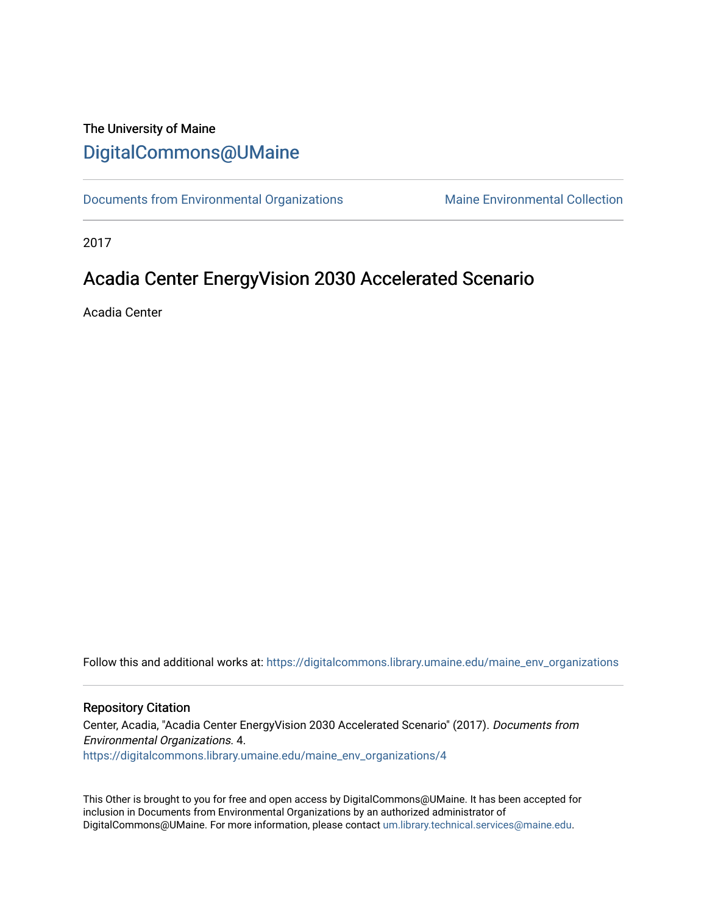The University of Maine

# DigitalCommons@UMaine

Documents from Environmental Organizations | Maine Environmental Collection

2017

## Acadia Center EnergyVision 2030 Accelerated Scenario

Acadia Center

Follow this and additional works at: https://digitalcommons.library.umaine.edu/maine_env_organizations

### Repository Citation

Center, Acadia, "Acadia Center EnergyVision 2030 Accelerated Scenario" (2017). *Documents from Environmental Organizations*. 4.
https://digitalcommons.library.umaine.edu/maine_env_organizations/4

This Other is brought to you for free and open access by DigitalCommons@UMaine. It has been accepted for inclusion in Documents from Environmental Organizations by an authorized administrator of DigitalCommons@UMaine. For more information, please contact um.library.technical.services@maine.edu.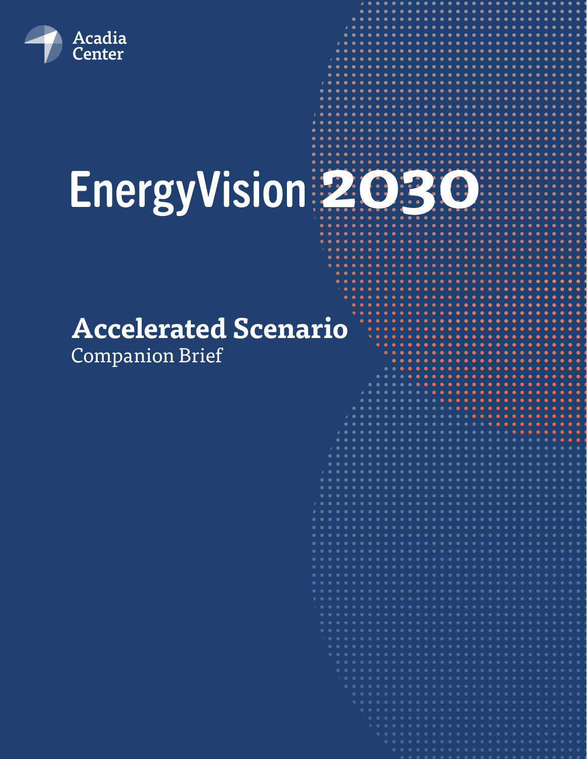Acadia Center

# EnergyVision 2030

## Accelerated Scenario

Companion Brief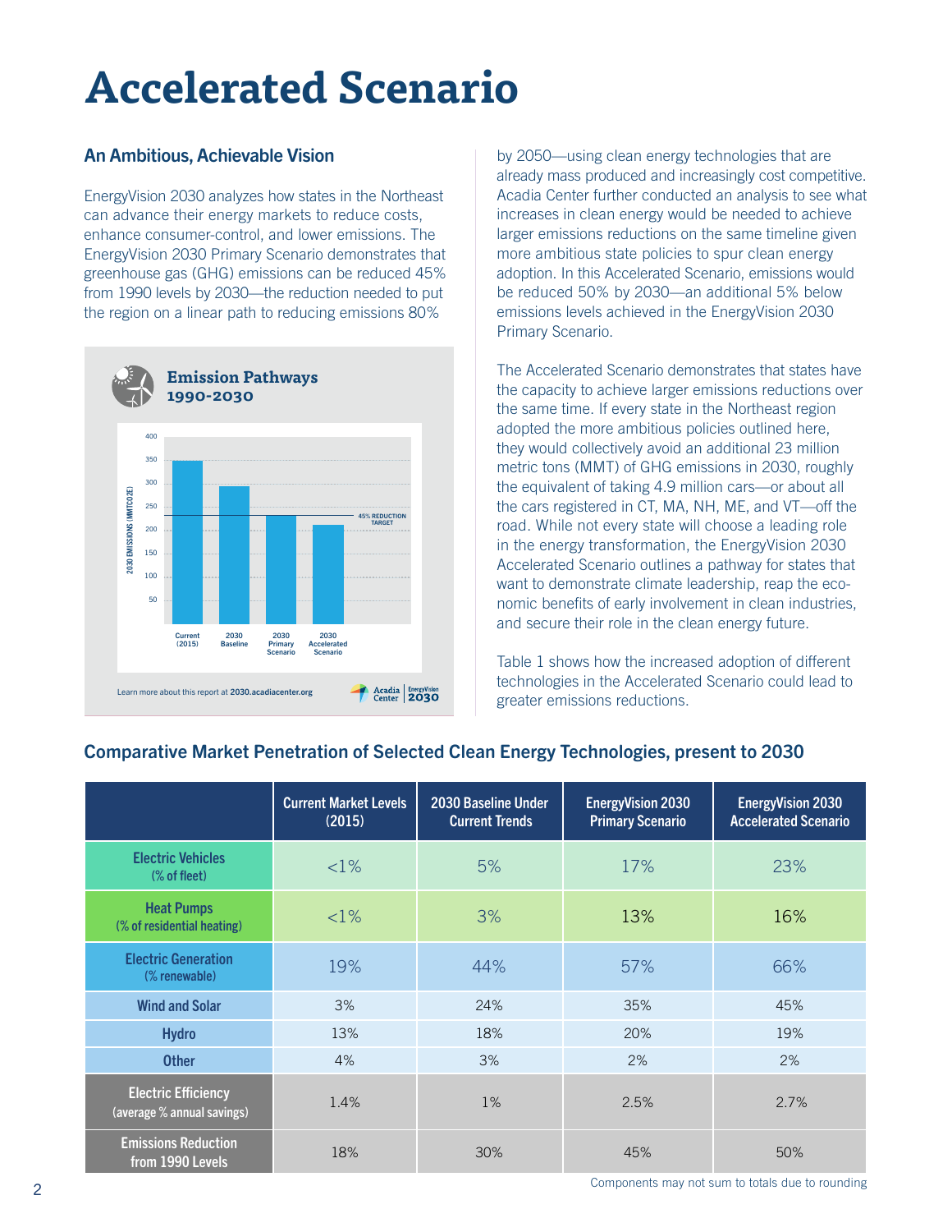# Accelerated Scenario

## An Ambitious, Achievable Vision

EnergyVision 2030 analyzes how states in the Northeast can advance their energy markets to reduce costs, enhance consumer-control, and lower emissions. The EnergyVision 2030 Primary Scenario demonstrates that greenhouse gas (GHG) emissions can be reduced 45% from 1990 levels by 2030—the reduction needed to put the region on a linear path to reducing emissions 80% by 2050—using clean energy technologies that are already mass produced and increasingly cost competitive. Acadia Center further conducted an analysis to see what increases in clean energy would be needed to achieve larger emissions reductions on the same timeline given more ambitious state policies to spur clean energy adoption. In this Accelerated Scenario, emissions would be reduced 50% by 2030—an additional 5% below emissions levels achieved in the EnergyVision 2030 Primary Scenario.

**Emission Pathways 1990-2030**

2030 Emissions (MMTCO2E): Current (2015), 2030 Baseline, 2030 Primary Scenario, 2030 Accelerated Scenario; 45% Reduction Target

Learn more about this report at **2030.acadiacenter.org**

The Accelerated Scenario demonstrates that states have the capacity to achieve larger emissions reductions over the same time. If every state in the Northeast region adopted the more ambitious policies outlined here, they would collectively avoid an additional 23 million metric tons (MMT) of GHG emissions in 2030, roughly the equivalent of taking 4.9 million cars—or about all the cars registered in CT, MA, NH, ME, and VT—off the road. While not every state will choose a leading role in the energy transformation, the EnergyVision 2030 Accelerated Scenario outlines a pathway for states that want to demonstrate climate leadership, reap the economic benefits of early involvement in clean industries, and secure their role in the clean energy future.

Table 1 shows how the increased adoption of different technologies in the Accelerated Scenario could lead to greater emissions reductions.

## Comparative Market Penetration of Selected Clean Energy Technologies, present to 2030

| | Current Market Levels (2015) | 2030 Baseline Under Current Trends | EnergyVision 2030 Primary Scenario | EnergyVision 2030 Accelerated Scenario |
|---|---|---|---|---|
| **Electric Vehicles** (% of fleet) | <1% | 5% | 17% | 23% |
| **Heat Pumps** (% of residential heating) | <1% | 3% | 13% | 16% |
| **Electric Generation** (% renewable) | 19% | 44% | 57% | 66% |
| Wind and Solar | 3% | 24% | 35% | 45% |
| Hydro | 13% | 18% | 20% | 19% |
| Other | 4% | 3% | 2% | 2% |
| **Electric Efficiency** (average % annual savings) | 1.4% | 1% | 2.5% | 2.7% |
| **Emissions Reduction from 1990 Levels** | 18% | 30% | 45% | 50% |

Components may not sum to totals due to rounding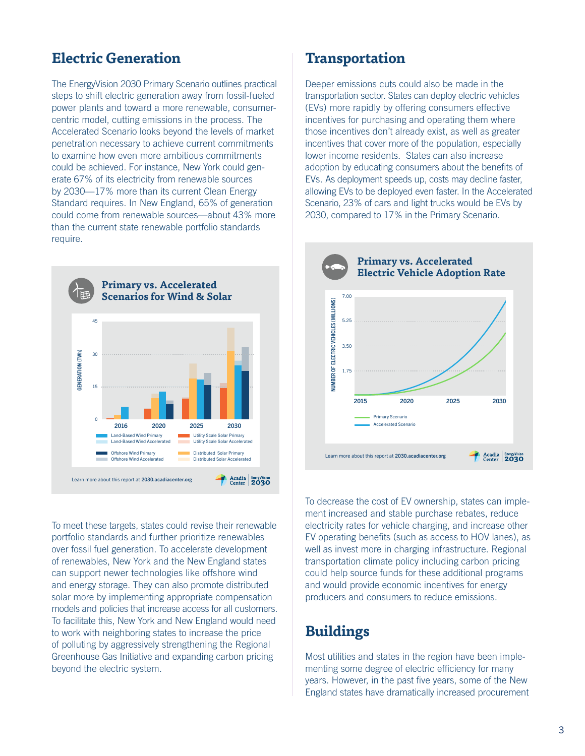## Electric Generation

The EnergyVision 2030 Primary Scenario outlines practical steps to shift electric generation away from fossil-fueled power plants and toward a more renewable, consumer-centric model, cutting emissions in the process. The Accelerated Scenario looks beyond the levels of market penetration necessary to achieve current commitments to examine how even more ambitious commitments could be achieved. For instance, New York could generate 67% of its electricity from renewable sources by 2030—17% more than its current Clean Energy Standard requires. In New England, 65% of generation could come from renewable sources—about 43% more than the current state renewable portfolio standards require.

### Primary vs. Accelerated Scenarios for Wind & Solar

GENERATION (TWh): 0, 15, 30, 45

2016, 2020, 2025, 2030

Land-Based Wind Primary
Land-Based Wind Accelerated
Offshore Wind Primary
Offshore Wind Accelerated
Utility Scale Solar Primary
Utility Scale Solar Accelerated
Distributed Solar Primary
Distributed Solar Accelerated

Learn more about this report at 2030.acadiacenter.org

To meet these targets, states could revise their renewable portfolio standards and further prioritize renewables over fossil fuel generation. To accelerate development of renewables, New York and the New England states can support newer technologies like offshore wind and energy storage. They can also promote distributed solar more by implementing appropriate compensation models and policies that increase access for all customers. To facilitate this, New York and New England would need to work with neighboring states to increase the price of polluting by aggressively strengthening the Regional Greenhouse Gas Initiative and expanding carbon pricing beyond the electric system.

## Transportation

Deeper emissions cuts could also be made in the transportation sector. States can deploy electric vehicles (EVs) more rapidly by offering consumers effective incentives for purchasing and operating them where those incentives don't already exist, as well as greater incentives that cover more of the population, especially lower income residents. States can also increase adoption by educating consumers about the benefits of EVs. As deployment speeds up, costs may decline faster, allowing EVs to be deployed even faster. In the Accelerated Scenario, 23% of cars and light trucks would be EVs by 2030, compared to 17% in the Primary Scenario.

### Primary vs. Accelerated Electric Vehicle Adoption Rate

NUMBER OF ELECTRIC VEHICLES (MILLIONS): 1.75, 3.50, 5.25, 7.00

2015, 2020, 2025, 2030

Primary Scenario
Accelerated Scenario

Learn more about this report at 2030.acadiacenter.org

To decrease the cost of EV ownership, states can implement increased and stable purchase rebates, reduce electricity rates for vehicle charging, and increase other EV operating benefits (such as access to HOV lanes), as well as invest more in charging infrastructure. Regional transportation climate policy including carbon pricing could help source funds for these additional programs and would provide economic incentives for energy producers and consumers to reduce emissions.

## Buildings

Most utilities and states in the region have been implementing some degree of electric efficiency for many years. However, in the past five years, some of the New England states have dramatically increased procurement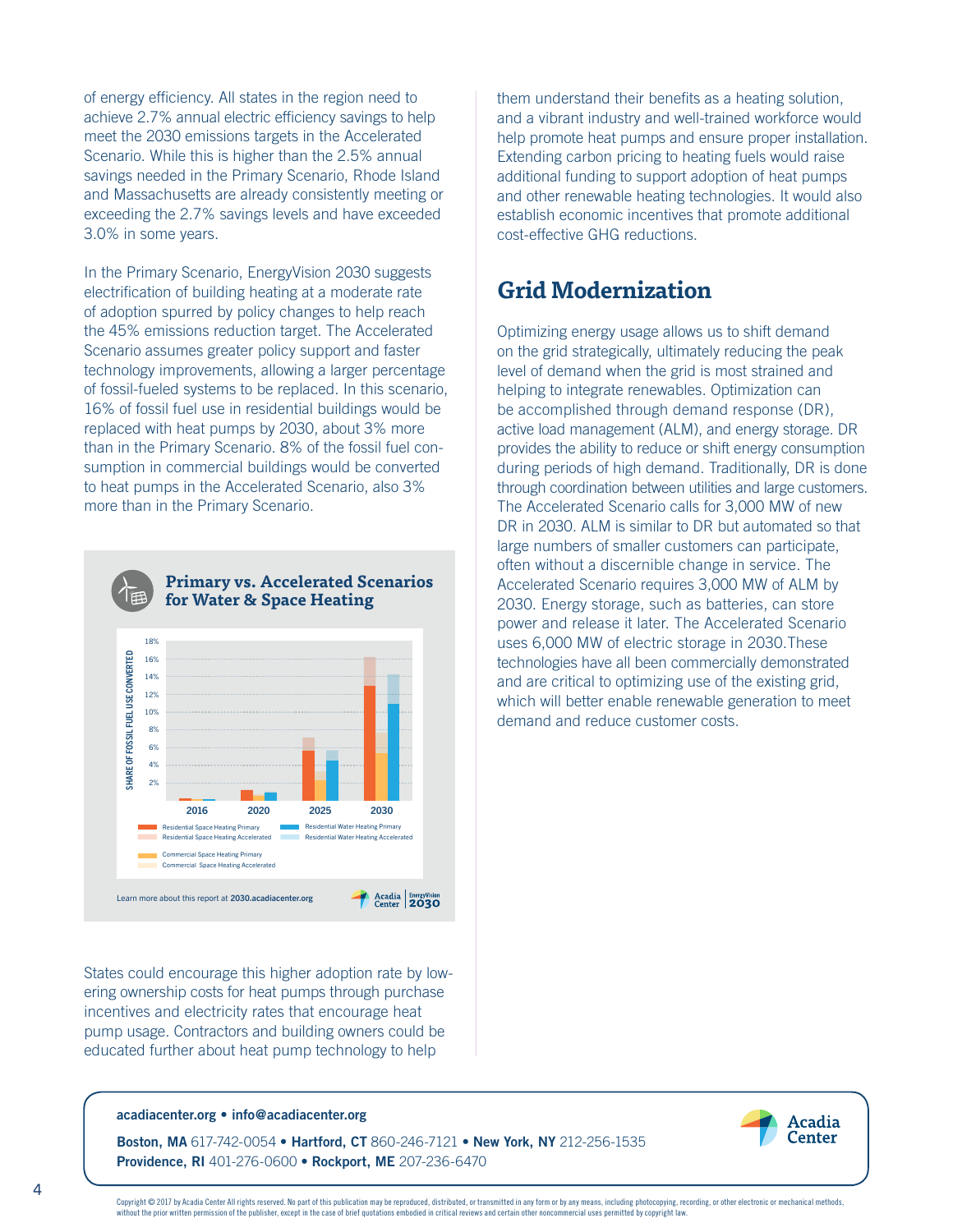of energy efficiency. All states in the region need to achieve 2.7% annual electric efficiency savings to help meet the 2030 emissions targets in the Accelerated Scenario. While this is higher than the 2.5% annual savings needed in the Primary Scenario, Rhode Island and Massachusetts are already consistently meeting or exceeding the 2.7% savings levels and have exceeded 3.0% in some years.

In the Primary Scenario, EnergyVision 2030 suggests electrification of building heating at a moderate rate of adoption spurred by policy changes to help reach the 45% emissions reduction target. The Accelerated Scenario assumes greater policy support and faster technology improvements, allowing a larger percentage of fossil-fueled systems to be replaced. In this scenario, 16% of fossil fuel use in residential buildings would be replaced with heat pumps by 2030, about 3% more than in the Primary Scenario. 8% of the fossil fuel consumption in commercial buildings would be converted to heat pumps in the Accelerated Scenario, also 3% more than in the Primary Scenario.

**Primary vs. Accelerated Scenarios for Water & Space Heating**

SHARE OF FOSSIL FUEL USE CONVERTED

18%
16%
14%
12%
10%
8%
6%
4%
2%

2016
2020
2025
2030

Residential Space Heating Primary
Residential Space Heating Accelerated
Residential Water Heating Primary
Residential Water Heating Accelerated
Commercial Space Heating Primary
Commercial Space Heating Accelerated

Learn more about this report at **2030.acadiacenter.org**

States could encourage this higher adoption rate by lowering ownership costs for heat pumps through purchase incentives and electricity rates that encourage heat pump usage. Contractors and building owners could be educated further about heat pump technology to help them understand their benefits as a heating solution, and a vibrant industry and well-trained workforce would help promote heat pumps and ensure proper installation. Extending carbon pricing to heating fuels would raise additional funding to support adoption of heat pumps and other renewable heating technologies. It would also establish economic incentives that promote additional cost-effective GHG reductions.

## Grid Modernization

Optimizing energy usage allows us to shift demand on the grid strategically, ultimately reducing the peak level of demand when the grid is most strained and helping to integrate renewables. Optimization can be accomplished through demand response (DR), active load management (ALM), and energy storage. DR provides the ability to reduce or shift energy consumption during periods of high demand. Traditionally, DR is done through coordination between utilities and large customers. The Accelerated Scenario calls for 3,000 MW of new DR in 2030. ALM is similar to DR but automated so that large numbers of smaller customers can participate, often without a discernible change in service. The Accelerated Scenario requires 3,000 MW of ALM by 2030. Energy storage, such as batteries, can store power and release it later. The Accelerated Scenario uses 6,000 MW of electric storage in 2030.These technologies have all been commercially demonstrated and are critical to optimizing use of the existing grid, which will better enable renewable generation to meet demand and reduce customer costs.

**acadiacenter.org • info@acadiacenter.org**

**Boston, MA** 617-742-0054 • **Hartford, CT** 860-246-7121 • **New York, NY** 212-256-1535
**Providence, RI** 401-276-0600 • **Rockport, ME** 207-236-6470

Copyright © 2017 by Acadia Center All rights reserved. No part of this publication may be reproduced, distributed, or transmitted in any form or by any means, including photocopying, recording, or other electronic or mechanical methods, without the prior written permission of the publisher, except in the case of brief quotations embodied in critical reviews and certain other noncommercial uses permitted by copyright law.